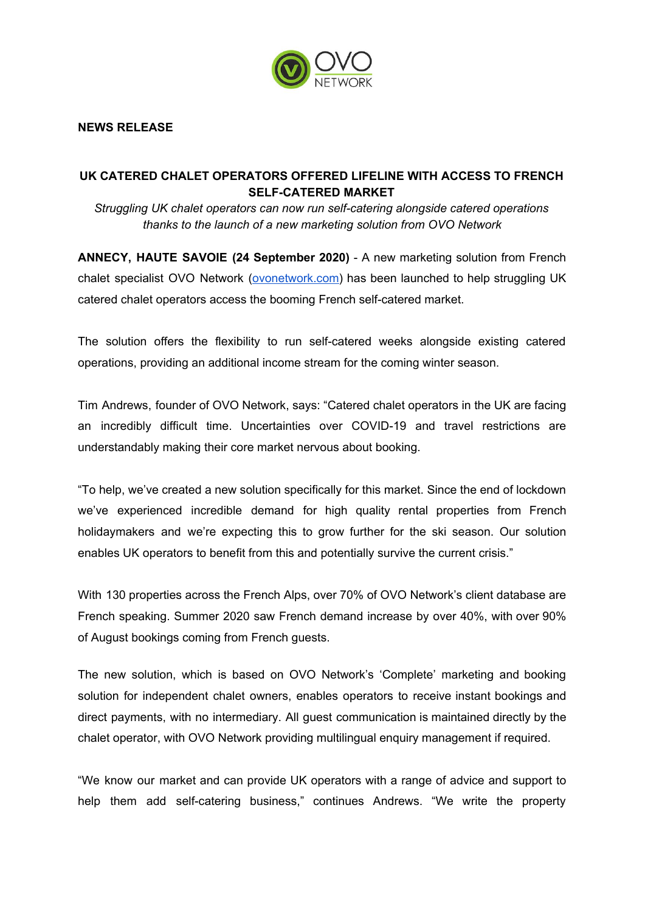**NEWS RELEASE**

# UK CATERED CHALET OPERATORS OFFERED LIFELINE WITH ACCESS TO FRENCH SELF-CATERED MARKET

*Struggling UK chalet operators can now run self-catering alongside catered operations thanks to the launch of a new marketing solution from OVO Network*

**ANNECY, HAUTE SAVOIE (24 September 2020)** - A new marketing solution from French chalet specialist OVO Network (ovonetwork.com) has been launched to help struggling UK catered chalet operators access the booming French self-catered market.

The solution offers the flexibility to run self-catered weeks alongside existing catered operations, providing an additional income stream for the coming winter season.

Tim Andrews, founder of OVO Network, says: "Catered chalet operators in the UK are facing an incredibly difficult time. Uncertainties over COVID-19 and travel restrictions are understandably making their core market nervous about booking.

"To help, we've created a new solution specifically for this market. Since the end of lockdown we've experienced incredible demand for high quality rental properties from French holidaymakers and we're expecting this to grow further for the ski season. Our solution enables UK operators to benefit from this and potentially survive the current crisis."

With 130 properties across the French Alps, over 70% of OVO Network's client database are French speaking. Summer 2020 saw French demand increase by over 40%, with over 90% of August bookings coming from French guests.

The new solution, which is based on OVO Network's 'Complete' marketing and booking solution for independent chalet owners, enables operators to receive instant bookings and direct payments, with no intermediary. All guest communication is maintained directly by the chalet operator, with OVO Network providing multilingual enquiry management if required.

"We know our market and can provide UK operators with a range of advice and support to help them add self-catering business," continues Andrews. "We write the property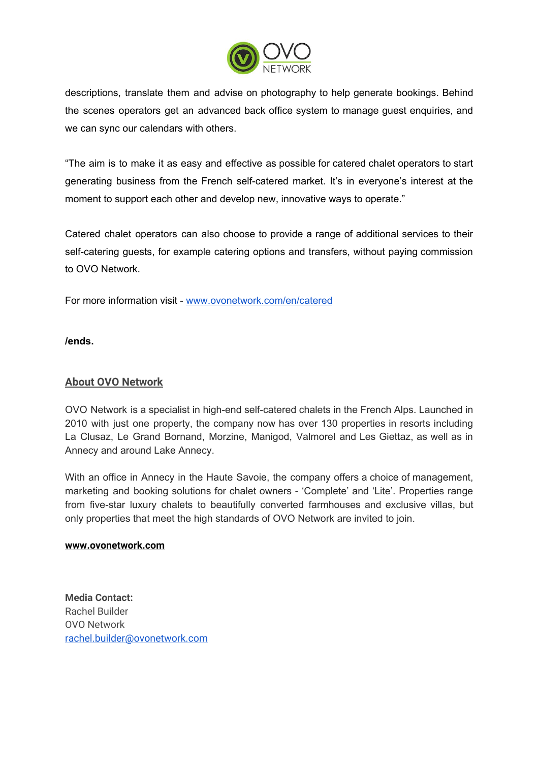descriptions, translate them and advise on photography to help generate bookings. Behind the scenes operators get an advanced back office system to manage guest enquiries, and we can sync our calendars with others.

"The aim is to make it as easy and effective as possible for catered chalet operators to start generating business from the French self-catered market. It's in everyone's interest at the moment to support each other and develop new, innovative ways to operate."

Catered chalet operators can also choose to provide a range of additional services to their self-catering guests, for example catering options and transfers, without paying commission to OVO Network.

For more information visit - [www.ovonetwork.com/en/catered](http://www.ovonetwork.com/en/catered)

**/ends.**

## About OVO Network

OVO Network is a specialist in high-end self-catered chalets in the French Alps. Launched in 2010 with just one property, the company now has over 130 properties in resorts including La Clusaz, Le Grand Bornand, Morzine, Manigod, Valmorel and Les Giettaz, as well as in Annecy and around Lake Annecy.

With an office in Annecy in the Haute Savoie, the company offers a choice of management, marketing and booking solutions for chalet owners - 'Complete' and 'Lite'. Properties range from five-star luxury chalets to beautifully converted farmhouses and exclusive villas, but only properties that meet the high standards of OVO Network are invited to join.

**[www.ovonetwork.com](http://www.ovonetwork.com)**

**Media Contact:**
Rachel Builder
OVO Network
[rachel.builder@ovonetwork.com](mailto:rachel.builder@ovonetwork.com)